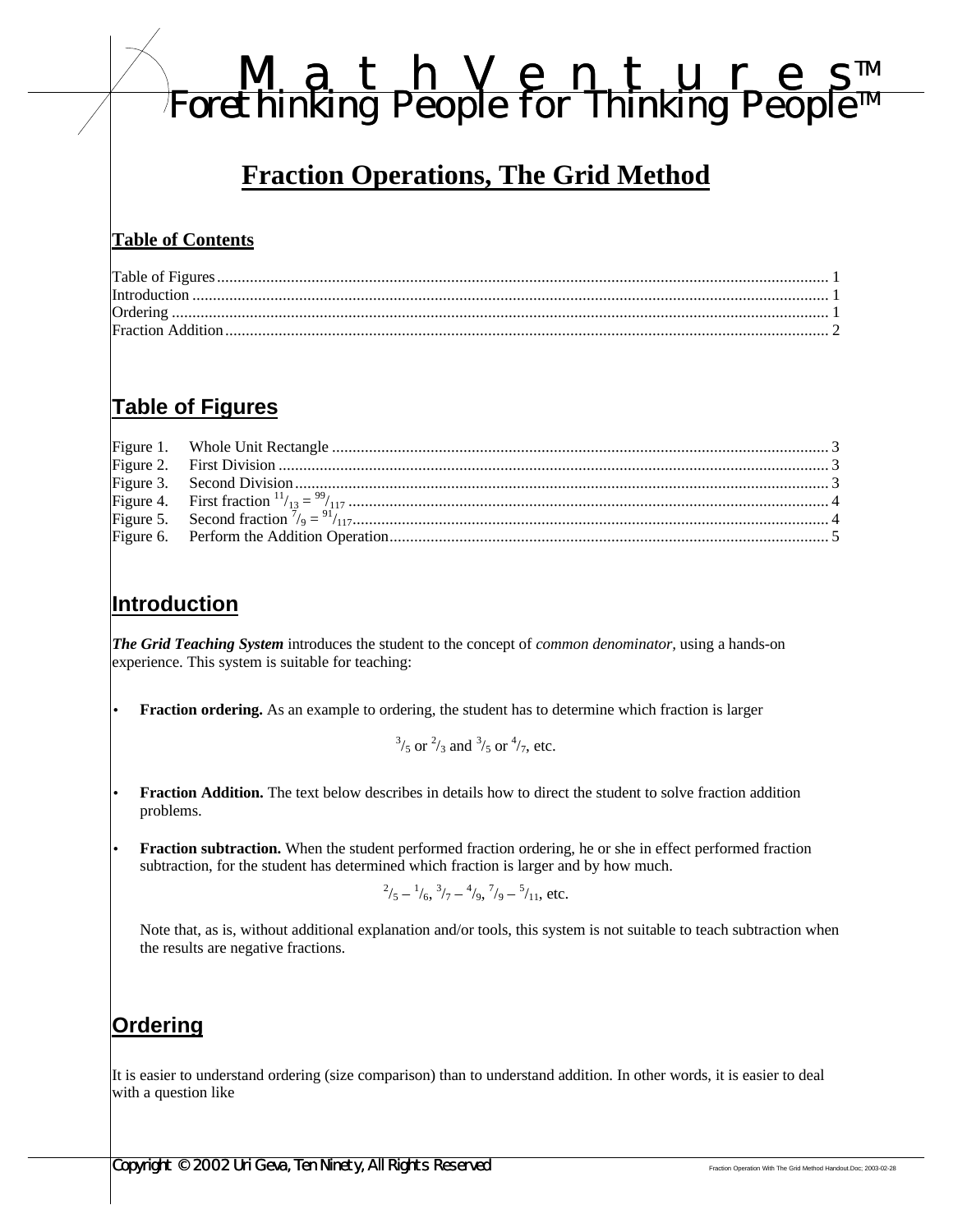# Math Ventures™

Forethinking People for Thinking People™

# Fraction Operations, The Grid Method

## Table of Contents

Table of Figures ..... 1
Introduction ..... 1
Ordering ..... 1
Fraction Addition ..... 2

## Table of Figures

Figure 1. Whole Unit Rectangle ..... 3
Figure 2. First Division ..... 3
Figure 3. Second Division ..... 3
Figure 4. First fraction $^{11}/_{13} = {}^{99}/_{117}$ ..... 4
Figure 5. Second fraction $^{7}/_{9} = {}^{91}/_{117}$ ..... 4
Figure 6. Perform the Addition Operation ..... 5

## Introduction

***The Grid Teaching System*** introduces the student to the concept of *common denominator*, using a hands-on experience. This system is suitable for teaching:

- **Fraction ordering.** As an example to ordering, the student has to determine which fraction is larger

$$^{3}/_{5} \text{ or } ^{2}/_{3} \text{ and } ^{3}/_{5} \text{ or } ^{4}/_{7}, \text{ etc.}$$

- **Fraction Addition.** The text below describes in details how to direct the student to solve fraction addition problems.

- **Fraction subtraction.** When the student performed fraction ordering, he or she in effect performed fraction subtraction, for the student has determined which fraction is larger and by how much.

$$^{2}/_{5} - {}^{1}/_{6},\ ^{3}/_{7} - {}^{4}/_{9},\ ^{7}/_{9} - {}^{5}/_{11}, \text{ etc.}$$

  Note that, as is, without additional explanation and/or tools, this system is not suitable to teach subtraction when the results are negative fractions.

## Ordering

It is easier to understand ordering (size comparison) than to understand addition. In other words, it is easier to deal with a question like

Copyright © 2002 Uri Geva, Ten Ninety, All Rights Reserved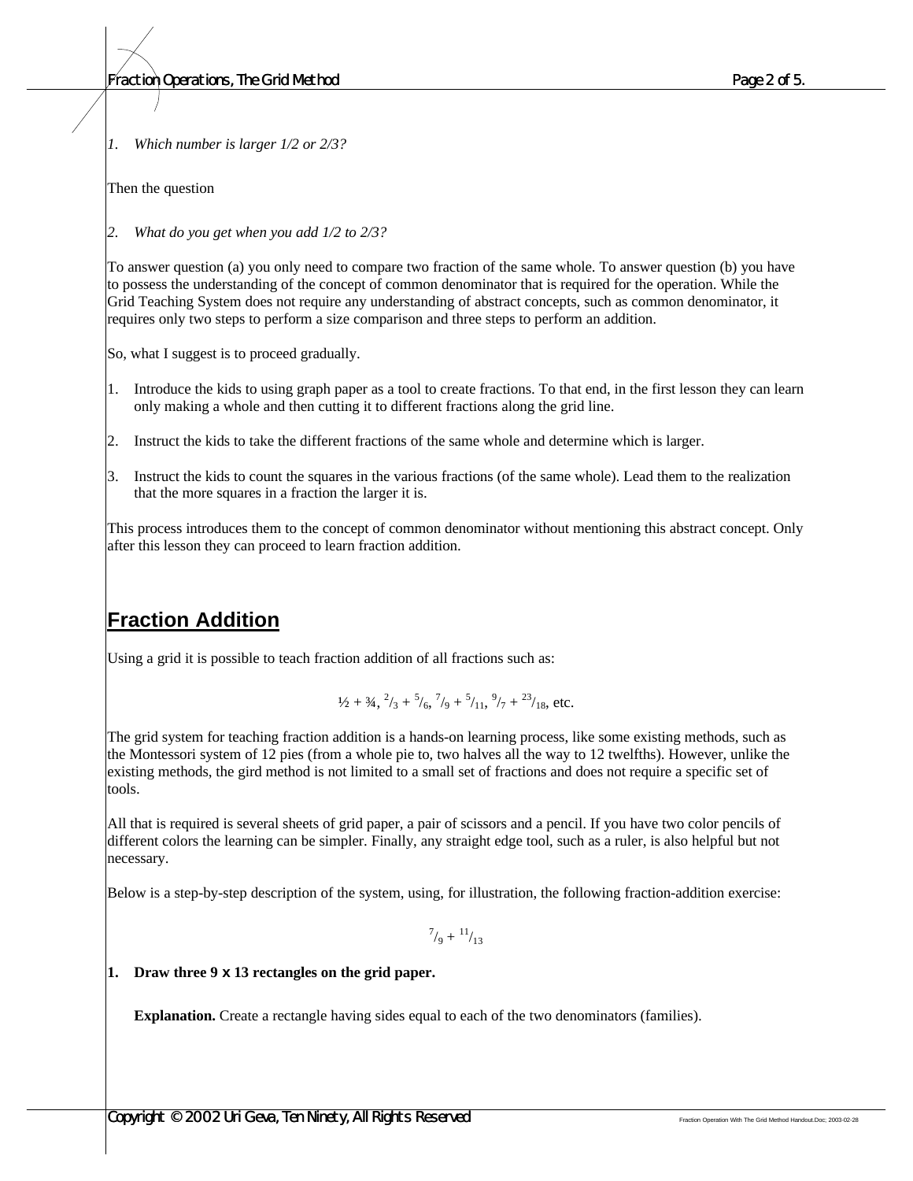1. *Which number is larger 1/2 or 2/3?*

Then the question

2. *What do you get when you add 1/2 to 2/3?*

To answer question (a) you only need to compare two fraction of the same whole. To answer question (b) you have to possess the understanding of the concept of common denominator that is required for the operation. While the Grid Teaching System does not require any understanding of abstract concepts, such as common denominator, it requires only two steps to perform a size comparison and three steps to perform an addition.

So, what I suggest is to proceed gradually.

1. Introduce the kids to using graph paper as a tool to create fractions. To that end, in the first lesson they can learn only making a whole and then cutting it to different fractions along the grid line.
2. Instruct the kids to take the different fractions of the same whole and determine which is larger.
3. Instruct the kids to count the squares in the various fractions (of the same whole). Lead them to the realization that the more squares in a fraction the larger it is.

This process introduces them to the concept of common denominator without mentioning this abstract concept. Only after this lesson they can proceed to learn fraction addition.

## Fraction Addition

Using a grid it is possible to teach fraction addition of all fractions such as:

$$\frac{1}{2} + \frac{3}{4},\ {}^{2}/_{3} + {}^{5}/_{6},\ {}^{7}/_{9} + {}^{5}/_{11},\ {}^{9}/_{7} + {}^{23}/_{18}, \text{ etc.}$$

The grid system for teaching fraction addition is a hands-on learning process, like some existing methods, such as the Montessori system of 12 pies (from a whole pie to, two halves all the way to 12 twelfths). However, unlike the existing methods, the gird method is not limited to a small set of fractions and does not require a specific set of tools.

All that is required is several sheets of grid paper, a pair of scissors and a pencil. If you have two color pencils of different colors the learning can be simpler. Finally, any straight edge tool, such as a ruler, is also helpful but not necessary.

Below is a step-by-step description of the system, using, for illustration, the following fraction-addition exercise:

$${}^{7}/_{9} + {}^{11}/_{13}$$

**1. Draw three 9 x 13 rectangles on the grid paper.**

**Explanation.** Create a rectangle having sides equal to each of the two denominators (families).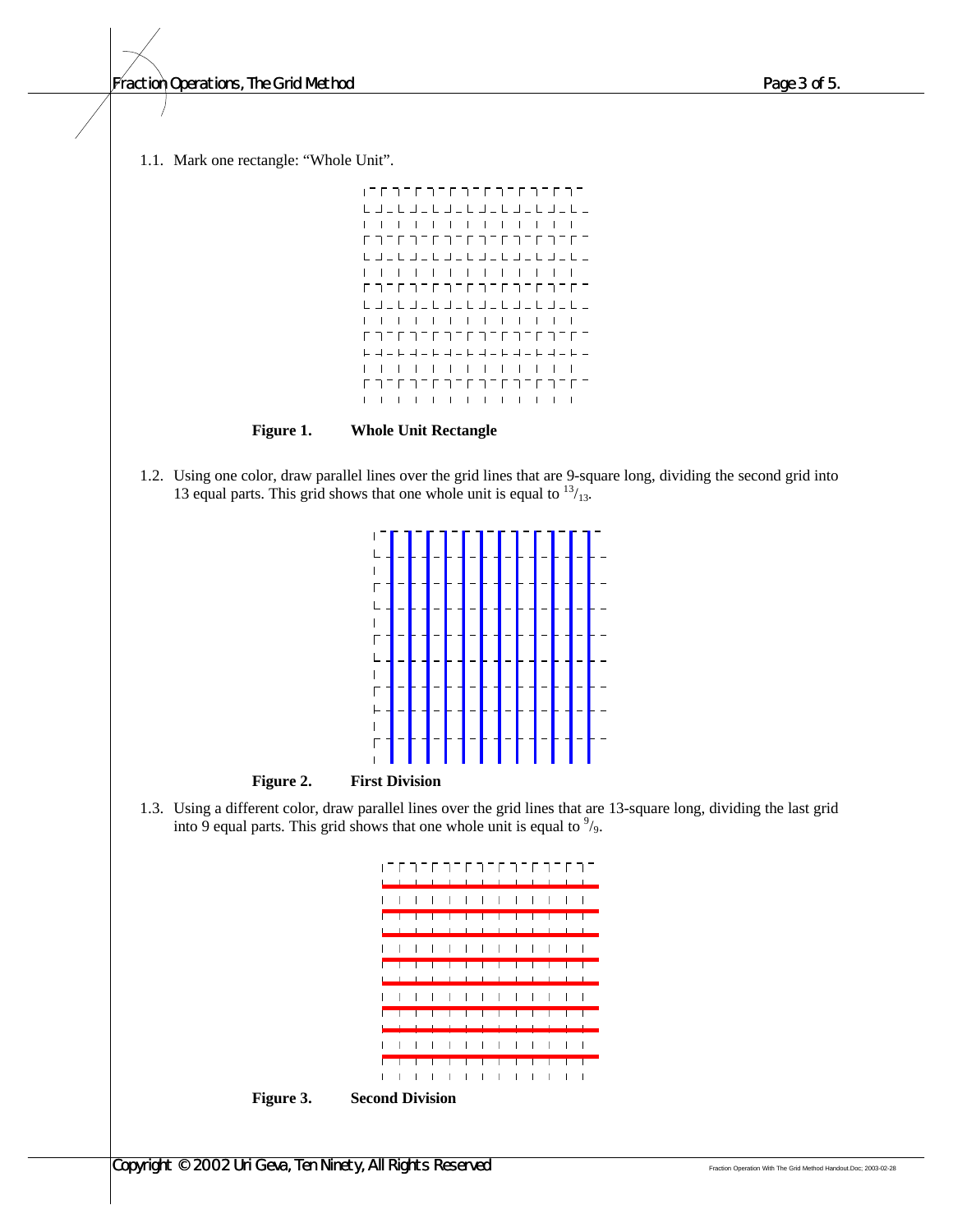1.1. Mark one rectangle: "Whole Unit".

**Figure 1.** **Whole Unit Rectangle**

1.2. Using one color, draw parallel lines over the grid lines that are 9-square long, dividing the second grid into 13 equal parts. This grid shows that one whole unit is equal to $^{13}/_{13}$.

**Figure 2.** **First Division**

1.3. Using a different color, draw parallel lines over the grid lines that are 13-square long, dividing the last grid into 9 equal parts. This grid shows that one whole unit is equal to $^{9}/_{9}$.

**Figure 3.** **Second Division**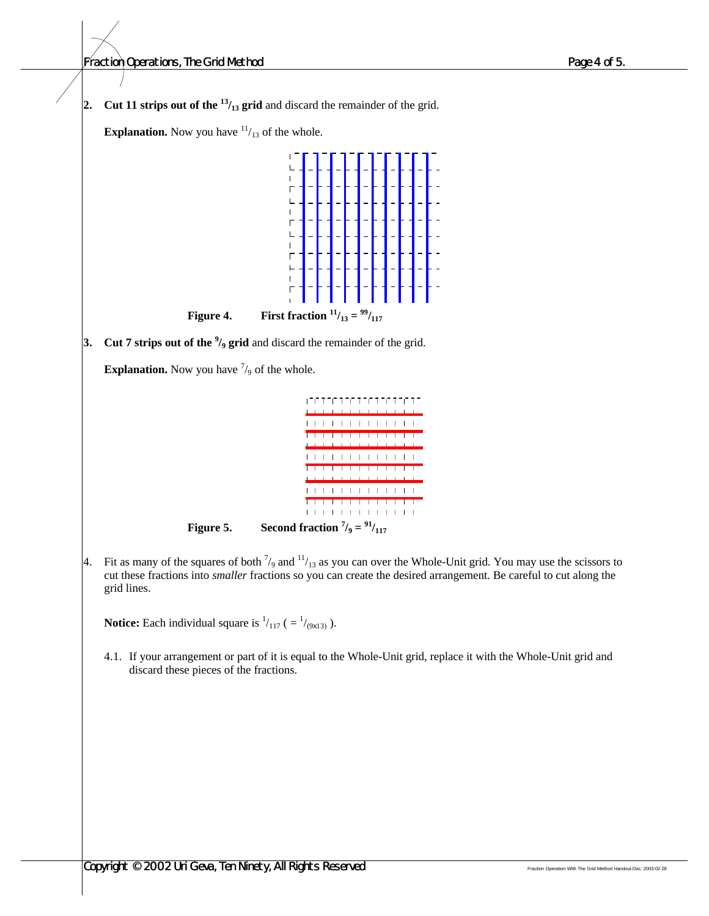2. **Cut 11 strips out of the $^{13}/_{13}$ grid** and discard the remainder of the grid.

   **Explanation.** Now you have $^{11}/_{13}$ of the whole.

**Figure 4.** **First fraction $^{11}/_{13} = ^{99}/_{117}$**

3. **Cut 7 strips out of the $^{9}/_{9}$ grid** and discard the remainder of the grid.

   **Explanation.** Now you have $^{7}/_{9}$ of the whole.

**Figure 5.** **Second fraction $^{7}/_{9} = ^{91}/_{117}$**

4. Fit as many of the squares of both $^{7}/_{9}$ and $^{11}/_{13}$ as you can over the Whole-Unit grid. You may use the scissors to cut these fractions into *smaller* fractions so you can create the desired arrangement. Be careful to cut along the grid lines.

   **Notice:** Each individual square is $^{1}/_{117}$ ( $= ^{1}/_{(9x13)}$ ).

   4.1. If your arrangement or part of it is equal to the Whole-Unit grid, replace it with the Whole-Unit grid and discard these pieces of the fractions.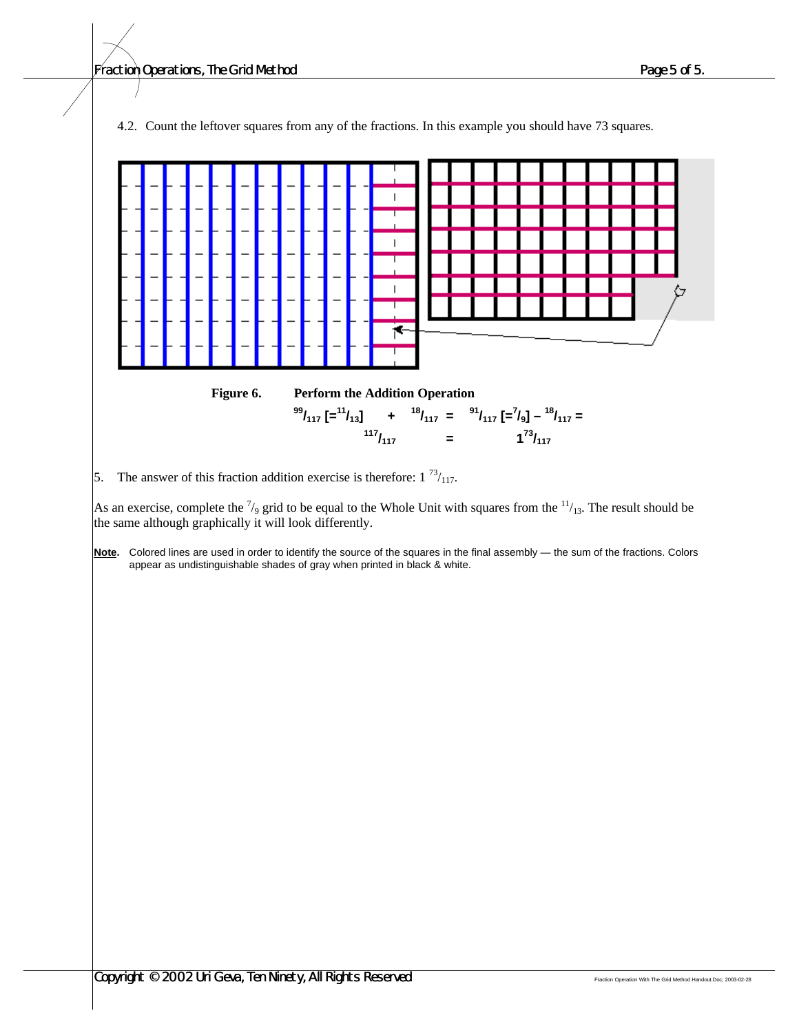4.2. Count the leftover squares from any of the fractions. In this example you should have 73 squares.

**Figure 6. Perform the Addition Operation**

$$\frac{99}{117}\left[=\frac{11}{13}\right] + \frac{18}{117} = \frac{91}{117}\left[=\frac{7}{9}\right] - \frac{18}{117} =$$

$$\frac{117}{117} = 1\frac{73}{117}$$

5. The answer of this fraction addition exercise is therefore: $1\,{}^{73}/_{117}$.

As an exercise, complete the ${}^{7}/_{9}$ grid to be equal to the Whole Unit with squares from the ${}^{11}/_{13}$. The result should be the same although graphically it will look differently.

**Note.** Colored lines are used in order to identify the source of the squares in the final assembly — the sum of the fractions. Colors appear as undistinguishable shades of gray when printed in black & white.